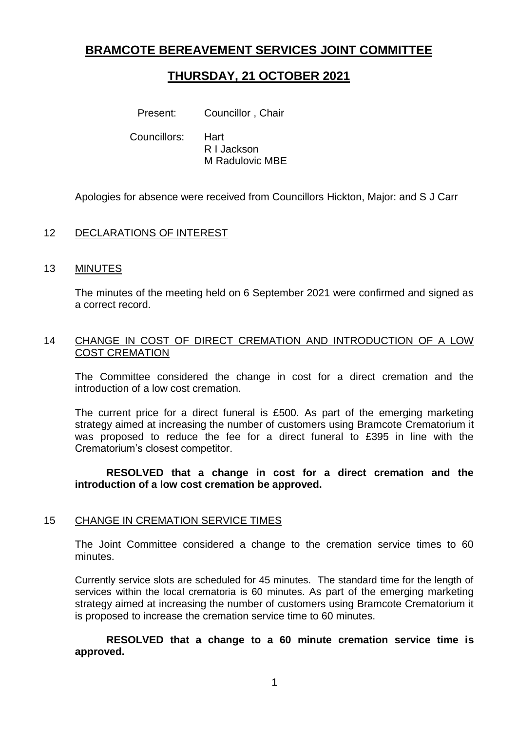# BRAMCOTE BEREAVEMENT SERVICES JOINT COMMITTEE

## THURSDAY, 21 OCTOBER 2021

Present: Councillor , Chair

Councillors: Hart
R I Jackson
M Radulovic MBE

Apologies for absence were received from Councillors Hickton, Major: and S J Carr

12 DECLARATIONS OF INTEREST

13 MINUTES

The minutes of the meeting held on 6 September 2021 were confirmed and signed as a correct record.

14 CHANGE IN COST OF DIRECT CREMATION AND INTRODUCTION OF A LOW COST CREMATION

The Committee considered the change in cost for a direct cremation and the introduction of a low cost cremation.

The current price for a direct funeral is £500. As part of the emerging marketing strategy aimed at increasing the number of customers using Bramcote Crematorium it was proposed to reduce the fee for a direct funeral to £395 in line with the Crematorium's closest competitor.

**RESOLVED that a change in cost for a direct cremation and the introduction of a low cost cremation be approved.**

15 CHANGE IN CREMATION SERVICE TIMES

The Joint Committee considered a change to the cremation service times to 60 minutes.

Currently service slots are scheduled for 45 minutes. The standard time for the length of services within the local crematoria is 60 minutes. As part of the emerging marketing strategy aimed at increasing the number of customers using Bramcote Crematorium it is proposed to increase the cremation service time to 60 minutes.

**RESOLVED that a change to a 60 minute cremation service time is approved.**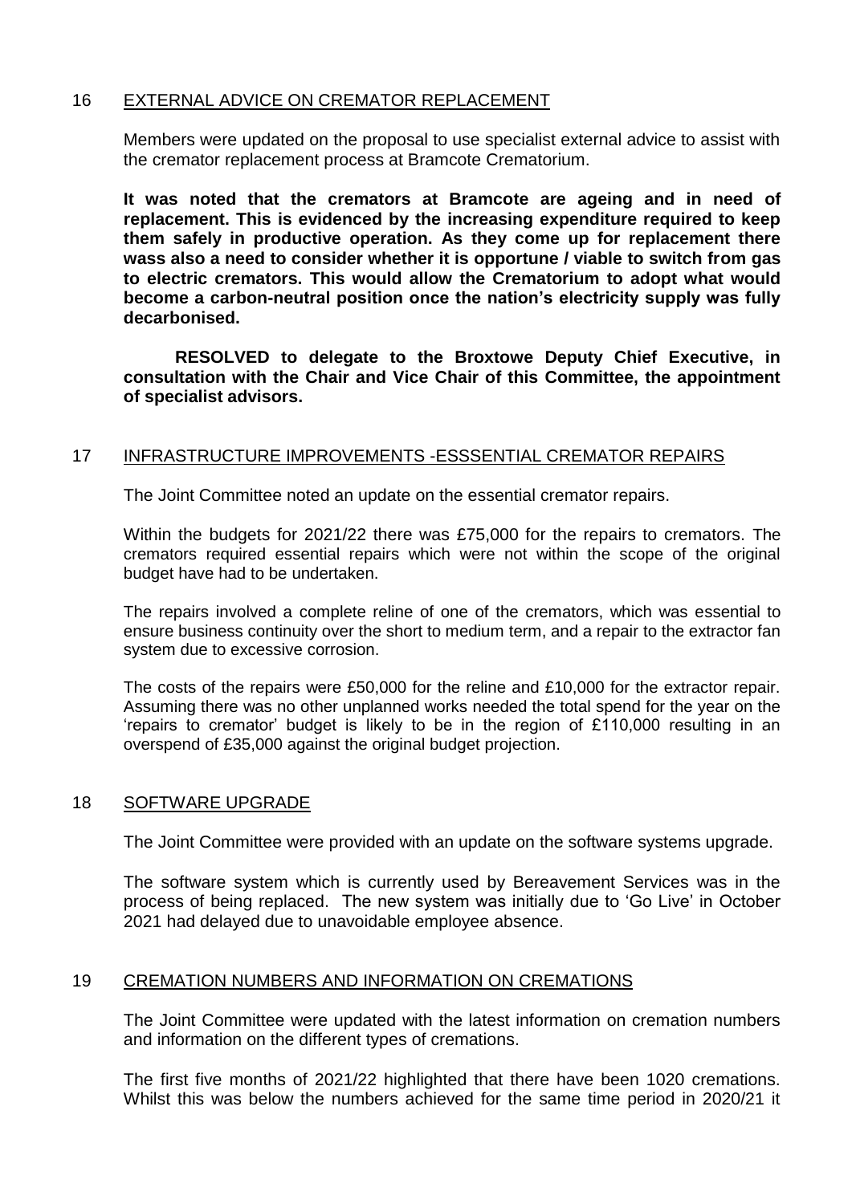## 16 EXTERNAL ADVICE ON CREMATOR REPLACEMENT

Members were updated on the proposal to use specialist external advice to assist with the cremator replacement process at Bramcote Crematorium.

**It was noted that the cremators at Bramcote are ageing and in need of replacement. This is evidenced by the increasing expenditure required to keep them safely in productive operation. As they come up for replacement there wass also a need to consider whether it is opportune / viable to switch from gas to electric cremators. This would allow the Crematorium to adopt what would become a carbon-neutral position once the nation's electricity supply was fully decarbonised.**

**RESOLVED to delegate to the Broxtowe Deputy Chief Executive, in consultation with the Chair and Vice Chair of this Committee, the appointment of specialist advisors.**

## 17 INFRASTRUCTURE IMPROVEMENTS -ESSSENTIAL CREMATOR REPAIRS

The Joint Committee noted an update on the essential cremator repairs.

Within the budgets for 2021/22 there was £75,000 for the repairs to cremators. The cremators required essential repairs which were not within the scope of the original budget have had to be undertaken.

The repairs involved a complete reline of one of the cremators, which was essential to ensure business continuity over the short to medium term, and a repair to the extractor fan system due to excessive corrosion.

The costs of the repairs were £50,000 for the reline and £10,000 for the extractor repair. Assuming there was no other unplanned works needed the total spend for the year on the 'repairs to cremator' budget is likely to be in the region of £110,000 resulting in an overspend of £35,000 against the original budget projection.

## 18 SOFTWARE UPGRADE

The Joint Committee were provided with an update on the software systems upgrade.

The software system which is currently used by Bereavement Services was in the process of being replaced. The new system was initially due to 'Go Live' in October 2021 had delayed due to unavoidable employee absence.

## 19 CREMATION NUMBERS AND INFORMATION ON CREMATIONS

The Joint Committee were updated with the latest information on cremation numbers and information on the different types of cremations.

The first five months of 2021/22 highlighted that there have been 1020 cremations. Whilst this was below the numbers achieved for the same time period in 2020/21 it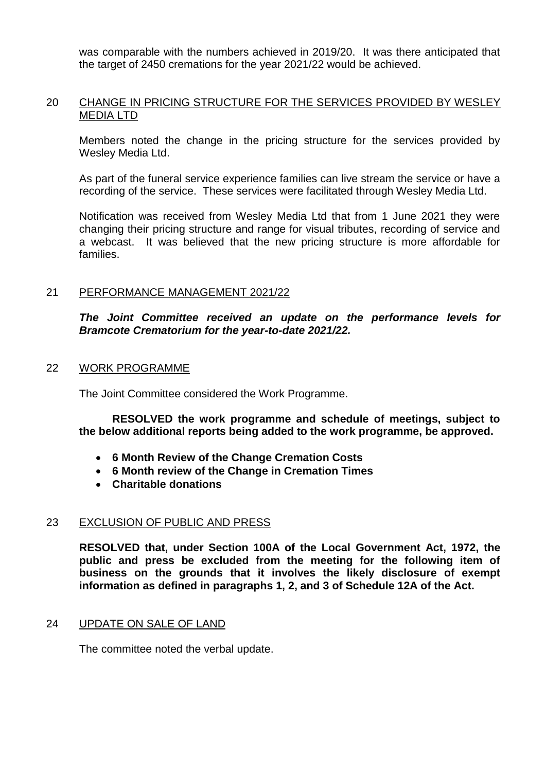was comparable with the numbers achieved in 2019/20. It was there anticipated that the target of 2450 cremations for the year 2021/22 would be achieved.

## 20 CHANGE IN PRICING STRUCTURE FOR THE SERVICES PROVIDED BY WESLEY MEDIA LTD

Members noted the change in the pricing structure for the services provided by Wesley Media Ltd.

As part of the funeral service experience families can live stream the service or have a recording of the service. These services were facilitated through Wesley Media Ltd.

Notification was received from Wesley Media Ltd that from 1 June 2021 they were changing their pricing structure and range for visual tributes, recording of service and a webcast. It was believed that the new pricing structure is more affordable for families.

## 21 PERFORMANCE MANAGEMENT 2021/22

***The Joint Committee received an update on the performance levels for Bramcote Crematorium for the year-to-date 2021/22.***

## 22 WORK PROGRAMME

The Joint Committee considered the Work Programme.

**RESOLVED the work programme and schedule of meetings, subject to the below additional reports being added to the work programme, be approved.**

- **6 Month Review of the Change Cremation Costs**
- **6 Month review of the Change in Cremation Times**
- **Charitable donations**

## 23 EXCLUSION OF PUBLIC AND PRESS

**RESOLVED that, under Section 100A of the Local Government Act, 1972, the public and press be excluded from the meeting for the following item of business on the grounds that it involves the likely disclosure of exempt information as defined in paragraphs 1, 2, and 3 of Schedule 12A of the Act.**

## 24 UPDATE ON SALE OF LAND

The committee noted the verbal update.